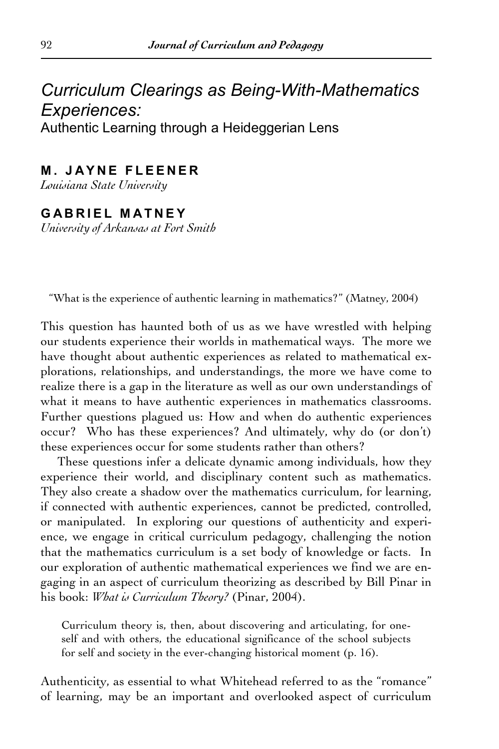# Curriculum Clearings as Being-With-Mathematics Experiences:

## Authentic Learning through a Heideggerian Lens

**M. JAYNE FLEENER**
*Louisiana State University*

**GABRIEL MATNEY**
*University of Arkansas at Fort Smith*

"What is the experience of authentic learning in mathematics?" (Matney, 2004)

This question has haunted both of us as we have wrestled with helping our students experience their worlds in mathematical ways. The more we have thought about authentic experiences as related to mathematical explorations, relationships, and understandings, the more we have come to realize there is a gap in the literature as well as our own understandings of what it means to have authentic experiences in mathematics classrooms. Further questions plagued us: How and when do authentic experiences occur? Who has these experiences? And ultimately, why do (or don't) these experiences occur for some students rather than others?

These questions infer a delicate dynamic among individuals, how they experience their world, and disciplinary content such as mathematics. They also create a shadow over the mathematics curriculum, for learning, if connected with authentic experiences, cannot be predicted, controlled, or manipulated. In exploring our questions of authenticity and experience, we engage in critical curriculum pedagogy, challenging the notion that the mathematics curriculum is a set body of knowledge or facts. In our exploration of authentic mathematical experiences we find we are engaging in an aspect of curriculum theorizing as described by Bill Pinar in his book: *What is Curriculum Theory?* (Pinar, 2004).

> Curriculum theory is, then, about discovering and articulating, for oneself and with others, the educational significance of the school subjects for self and society in the ever-changing historical moment (p. 16).

Authenticity, as essential to what Whitehead referred to as the "romance" of learning, may be an important and overlooked aspect of curriculum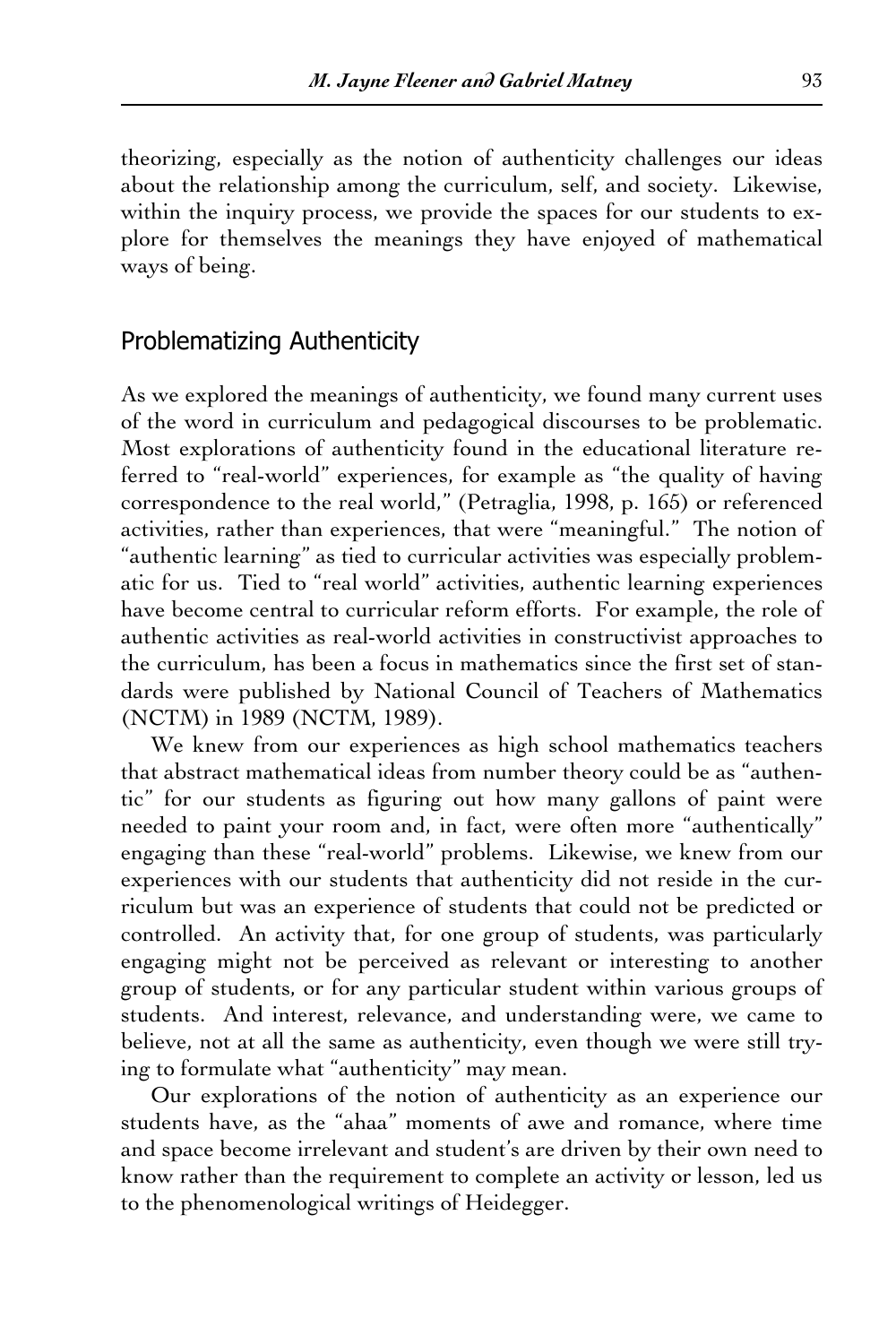theorizing, especially as the notion of authenticity challenges our ideas about the relationship among the curriculum, self, and society. Likewise, within the inquiry process, we provide the spaces for our students to explore for themselves the meanings they have enjoyed of mathematical ways of being.

## Problematizing Authenticity

As we explored the meanings of authenticity, we found many current uses of the word in curriculum and pedagogical discourses to be problematic. Most explorations of authenticity found in the educational literature referred to "real-world" experiences, for example as "the quality of having correspondence to the real world," (Petraglia, 1998, p. 165) or referenced activities, rather than experiences, that were "meaningful." The notion of "authentic learning" as tied to curricular activities was especially problematic for us. Tied to "real world" activities, authentic learning experiences have become central to curricular reform efforts. For example, the role of authentic activities as real-world activities in constructivist approaches to the curriculum, has been a focus in mathematics since the first set of standards were published by National Council of Teachers of Mathematics (NCTM) in 1989 (NCTM, 1989).

We knew from our experiences as high school mathematics teachers that abstract mathematical ideas from number theory could be as "authentic" for our students as figuring out how many gallons of paint were needed to paint your room and, in fact, were often more "authentically" engaging than these "real-world" problems. Likewise, we knew from our experiences with our students that authenticity did not reside in the curriculum but was an experience of students that could not be predicted or controlled. An activity that, for one group of students, was particularly engaging might not be perceived as relevant or interesting to another group of students, or for any particular student within various groups of students. And interest, relevance, and understanding were, we came to believe, not at all the same as authenticity, even though we were still trying to formulate what "authenticity" may mean.

Our explorations of the notion of authenticity as an experience our students have, as the "ahaa" moments of awe and romance, where time and space become irrelevant and student's are driven by their own need to know rather than the requirement to complete an activity or lesson, led us to the phenomenological writings of Heidegger.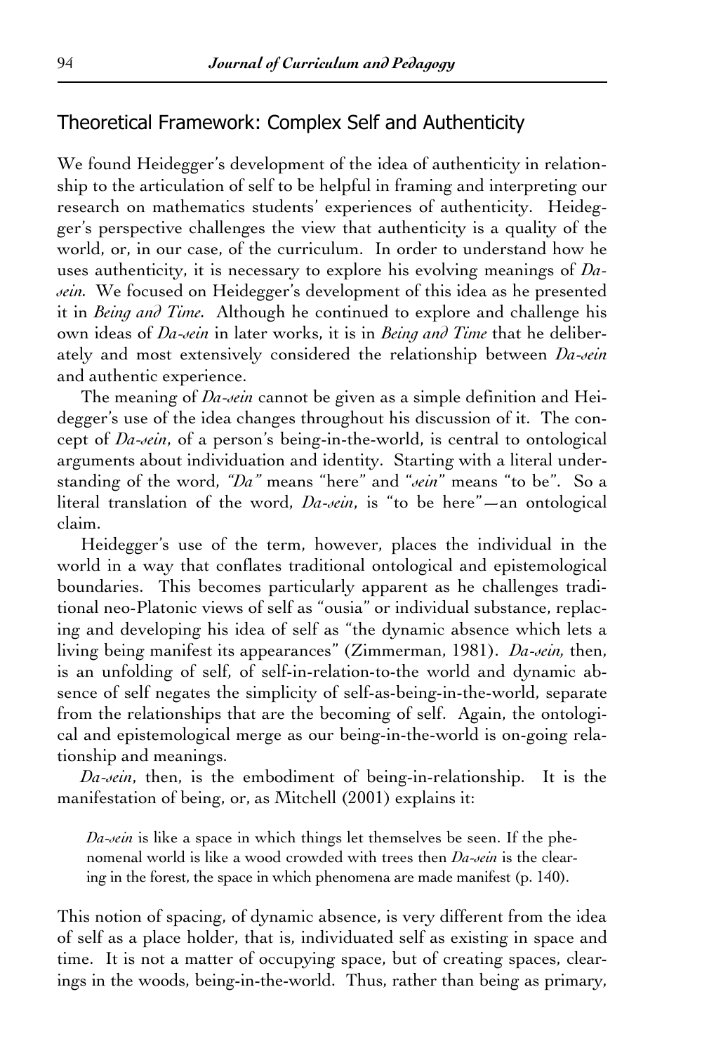## Theoretical Framework: Complex Self and Authenticity

We found Heidegger's development of the idea of authenticity in relationship to the articulation of self to be helpful in framing and interpreting our research on mathematics students' experiences of authenticity. Heidegger's perspective challenges the view that authenticity is a quality of the world, or, in our case, of the curriculum. In order to understand how he uses authenticity, it is necessary to explore his evolving meanings of *Da-sein*. We focused on Heidegger's development of this idea as he presented it in *Being and Time*. Although he continued to explore and challenge his own ideas of *Da-sein* in later works, it is in *Being and Time* that he deliberately and most extensively considered the relationship between *Da-sein* and authentic experience.

The meaning of *Da-sein* cannot be given as a simple definition and Heidegger's use of the idea changes throughout his discussion of it. The concept of *Da-sein*, of a person's being-in-the-world, is central to ontological arguments about individuation and identity. Starting with a literal understanding of the word, *"Da"* means "here" and "*sein*" means "to be". So a literal translation of the word, *Da-sein*, is "to be here"—an ontological claim.

Heidegger's use of the term, however, places the individual in the world in a way that conflates traditional ontological and epistemological boundaries. This becomes particularly apparent as he challenges traditional neo-Platonic views of self as "ousia" or individual substance, replacing and developing his idea of self as "the dynamic absence which lets a living being manifest its appearances" (Zimmerman, 1981). *Da-sein,* then, is an unfolding of self, of self-in-relation-to-the world and dynamic absence of self negates the simplicity of self-as-being-in-the-world, separate from the relationships that are the becoming of self. Again, the ontological and epistemological merge as our being-in-the-world is on-going relationship and meanings.

*Da-sein*, then, is the embodiment of being-in-relationship. It is the manifestation of being, or, as Mitchell (2001) explains it:

> *Da-sein* is like a space in which things let themselves be seen. If the phenomenal world is like a wood crowded with trees then *Da-sein* is the clearing in the forest, the space in which phenomena are made manifest (p. 140).

This notion of spacing, of dynamic absence, is very different from the idea of self as a place holder, that is, individuated self as existing in space and time. It is not a matter of occupying space, but of creating spaces, clearings in the woods, being-in-the-world. Thus, rather than being as primary,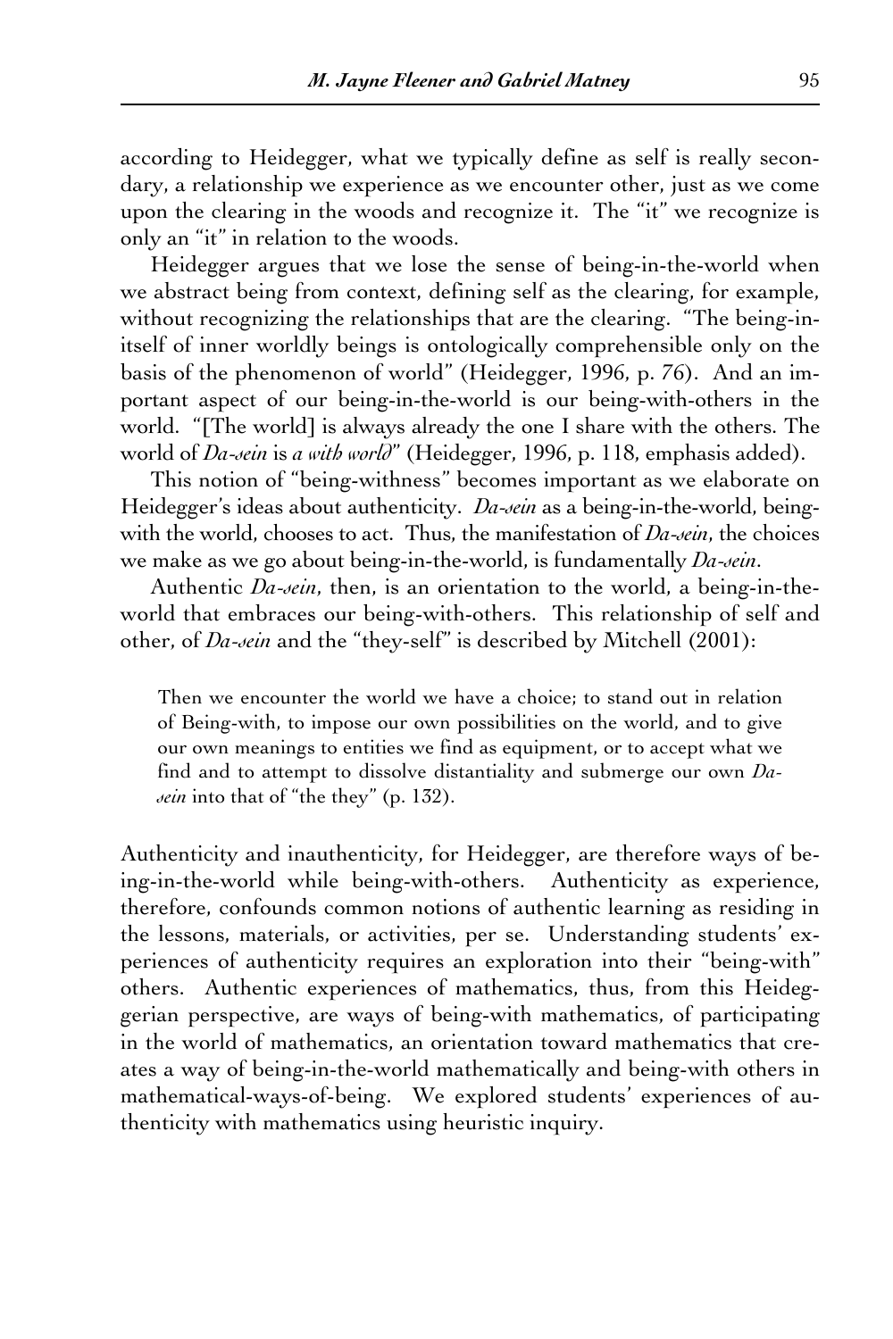according to Heidegger, what we typically define as self is really secondary, a relationship we experience as we encounter other, just as we come upon the clearing in the woods and recognize it. The "it" we recognize is only an "it" in relation to the woods.

Heidegger argues that we lose the sense of being-in-the-world when we abstract being from context, defining self as the clearing, for example, without recognizing the relationships that are the clearing. "The being-in-itself of inner worldly beings is ontologically comprehensible only on the basis of the phenomenon of world" (Heidegger, 1996, p. 76). And an important aspect of our being-in-the-world is our being-with-others in the world. "[The world] is always already the one I share with the others. The world of *Da-sein* is *a with world*" (Heidegger, 1996, p. 118, emphasis added).

This notion of "being-withness" becomes important as we elaborate on Heidegger's ideas about authenticity. *Da-sein* as a being-in-the-world, being-with the world, chooses to act. Thus, the manifestation of *Da-sein*, the choices we make as we go about being-in-the-world, is fundamentally *Da-sein*.

Authentic *Da-sein*, then, is an orientation to the world, a being-in-the-world that embraces our being-with-others. This relationship of self and other, of *Da-sein* and the "they-self" is described by Mitchell (2001):

> Then we encounter the world we have a choice; to stand out in relation of Being-with, to impose our own possibilities on the world, and to give our own meanings to entities we find as equipment, or to accept what we find and to attempt to dissolve distantiality and submerge our own *Da-sein* into that of "the they" (p. 132).

Authenticity and inauthenticity, for Heidegger, are therefore ways of being-in-the-world while being-with-others. Authenticity as experience, therefore, confounds common notions of authentic learning as residing in the lessons, materials, or activities, per se. Understanding students' experiences of authenticity requires an exploration into their "being-with" others. Authentic experiences of mathematics, thus, from this Heideggerian perspective, are ways of being-with mathematics, of participating in the world of mathematics, an orientation toward mathematics that creates a way of being-in-the-world mathematically and being-with others in mathematical-ways-of-being. We explored students' experiences of authenticity with mathematics using heuristic inquiry.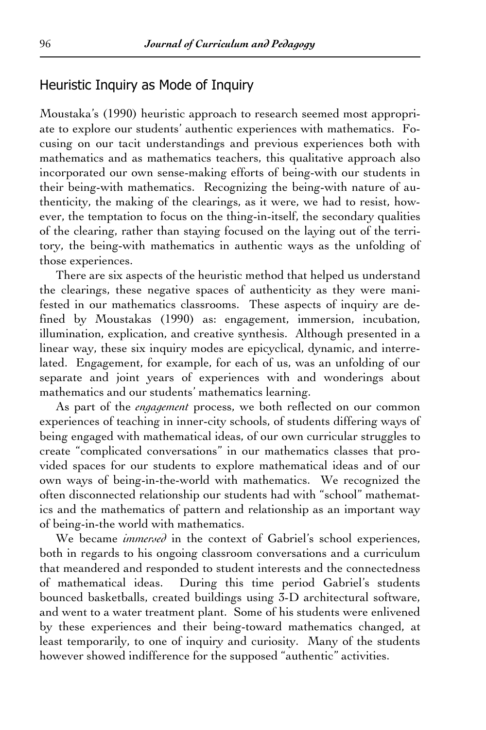## Heuristic Inquiry as Mode of Inquiry

Moustaka's (1990) heuristic approach to research seemed most appropriate to explore our students' authentic experiences with mathematics. Focusing on our tacit understandings and previous experiences both with mathematics and as mathematics teachers, this qualitative approach also incorporated our own sense-making efforts of being-with our students in their being-with mathematics. Recognizing the being-with nature of authenticity, the making of the clearings, as it were, we had to resist, however, the temptation to focus on the thing-in-itself, the secondary qualities of the clearing, rather than staying focused on the laying out of the territory, the being-with mathematics in authentic ways as the unfolding of those experiences.

There are six aspects of the heuristic method that helped us understand the clearings, these negative spaces of authenticity as they were manifested in our mathematics classrooms. These aspects of inquiry are defined by Moustakas (1990) as: engagement, immersion, incubation, illumination, explication, and creative synthesis. Although presented in a linear way, these six inquiry modes are epicyclical, dynamic, and interrelated. Engagement, for example, for each of us, was an unfolding of our separate and joint years of experiences with and wonderings about mathematics and our students' mathematics learning.

As part of the *engagement* process, we both reflected on our common experiences of teaching in inner-city schools, of students differing ways of being engaged with mathematical ideas, of our own curricular struggles to create "complicated conversations" in our mathematics classes that provided spaces for our students to explore mathematical ideas and of our own ways of being-in-the-world with mathematics. We recognized the often disconnected relationship our students had with "school" mathematics and the mathematics of pattern and relationship as an important way of being-in-the world with mathematics.

We became *immersed* in the context of Gabriel's school experiences, both in regards to his ongoing classroom conversations and a curriculum that meandered and responded to student interests and the connectedness of mathematical ideas. During this time period Gabriel's students bounced basketballs, created buildings using 3-D architectural software, and went to a water treatment plant. Some of his students were enlivened by these experiences and their being-toward mathematics changed, at least temporarily, to one of inquiry and curiosity. Many of the students however showed indifference for the supposed "authentic" activities.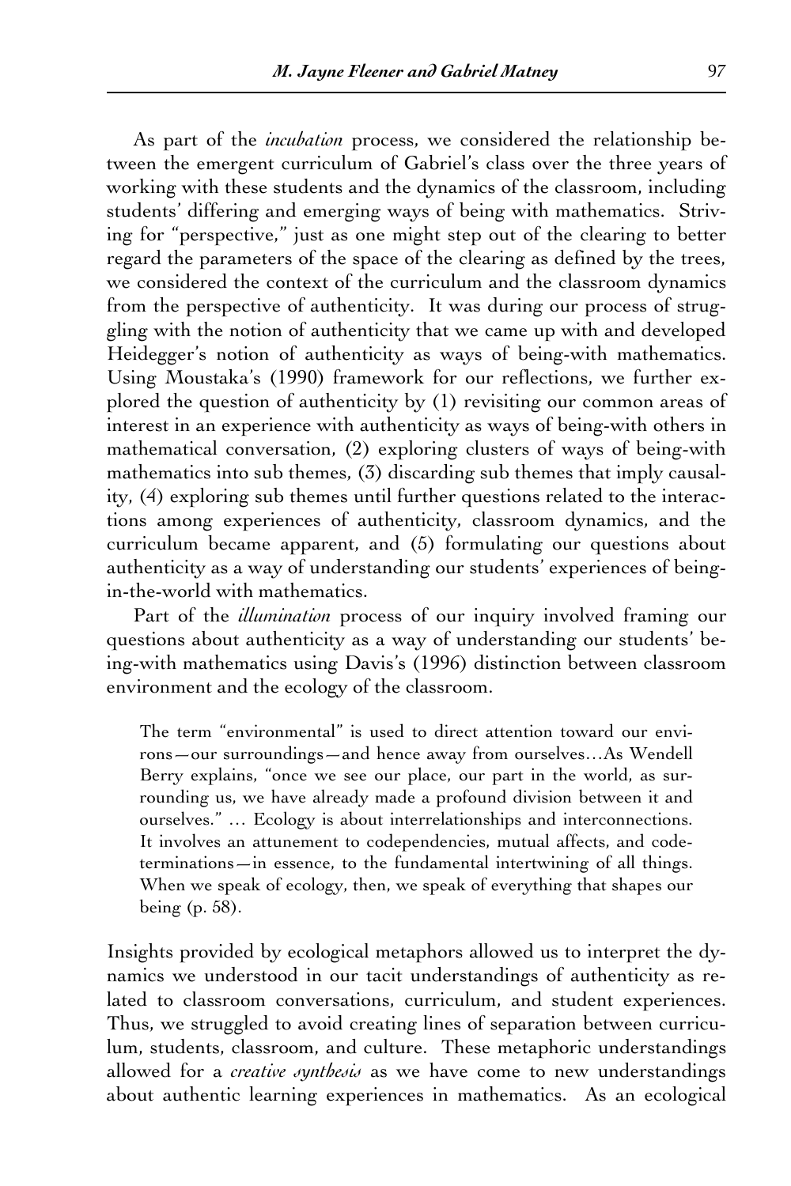As part of the *incubation* process, we considered the relationship between the emergent curriculum of Gabriel's class over the three years of working with these students and the dynamics of the classroom, including students' differing and emerging ways of being with mathematics. Striving for "perspective," just as one might step out of the clearing to better regard the parameters of the space of the clearing as defined by the trees, we considered the context of the curriculum and the classroom dynamics from the perspective of authenticity. It was during our process of struggling with the notion of authenticity that we came up with and developed Heidegger's notion of authenticity as ways of being-with mathematics. Using Moustaka's (1990) framework for our reflections, we further explored the question of authenticity by (1) revisiting our common areas of interest in an experience with authenticity as ways of being-with others in mathematical conversation, (2) exploring clusters of ways of being-with mathematics into sub themes, (3) discarding sub themes that imply causality, (4) exploring sub themes until further questions related to the interactions among experiences of authenticity, classroom dynamics, and the curriculum became apparent, and (5) formulating our questions about authenticity as a way of understanding our students' experiences of being-in-the-world with mathematics.

Part of the *illumination* process of our inquiry involved framing our questions about authenticity as a way of understanding our students' being-with mathematics using Davis's (1996) distinction between classroom environment and the ecology of the classroom.

> The term "environmental" is used to direct attention toward our environs—our surroundings—and hence away from ourselves…As Wendell Berry explains, "once we see our place, our part in the world, as surrounding us, we have already made a profound division between it and ourselves." … Ecology is about interrelationships and interconnections. It involves an attunement to codependencies, mutual affects, and codeterminations—in essence, to the fundamental intertwining of all things. When we speak of ecology, then, we speak of everything that shapes our being (p. 58).

Insights provided by ecological metaphors allowed us to interpret the dynamics we understood in our tacit understandings of authenticity as related to classroom conversations, curriculum, and student experiences. Thus, we struggled to avoid creating lines of separation between curriculum, students, classroom, and culture. These metaphoric understandings allowed for a *creative synthesis* as we have come to new understandings about authentic learning experiences in mathematics. As an ecological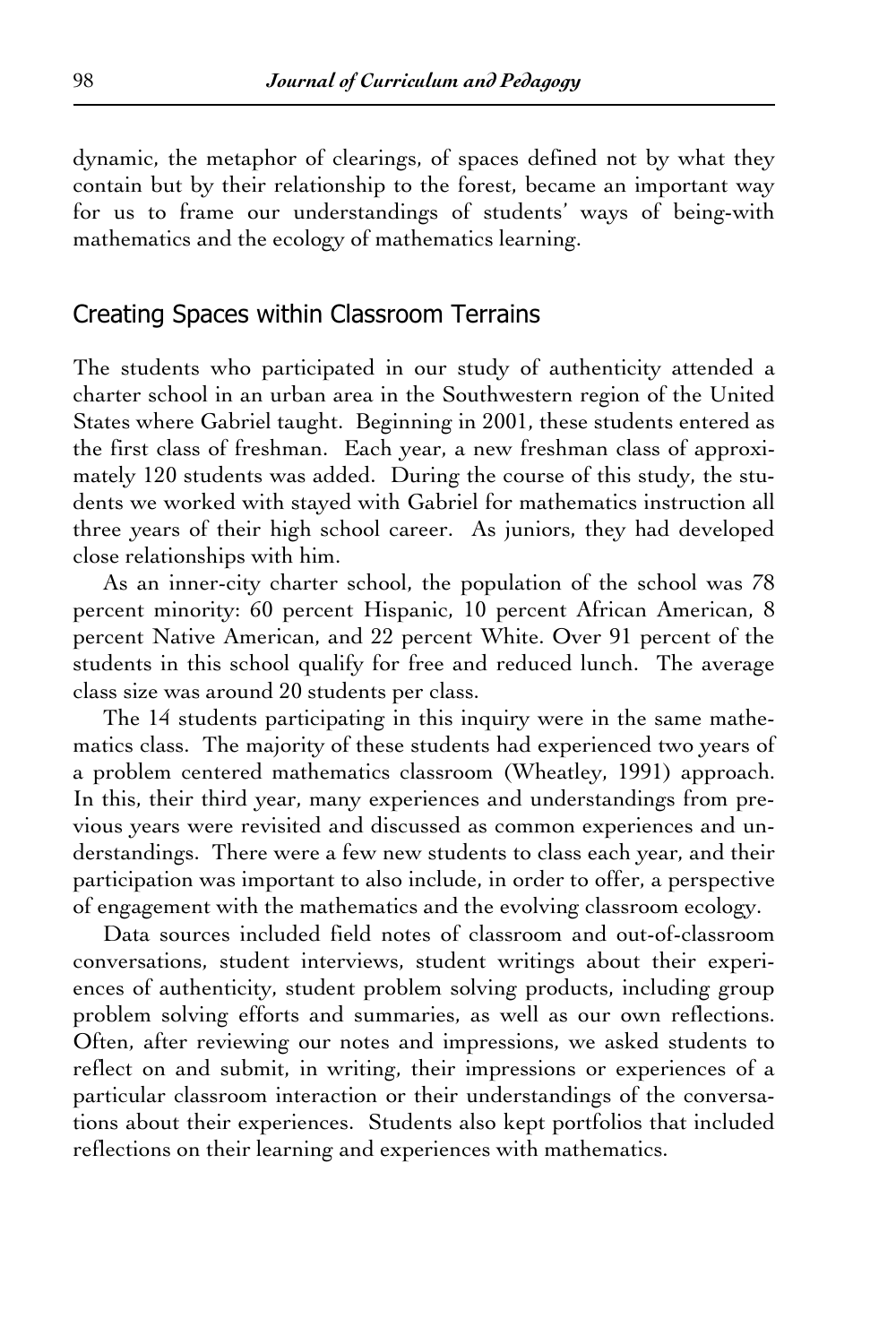dynamic, the metaphor of clearings, of spaces defined not by what they contain but by their relationship to the forest, became an important way for us to frame our understandings of students' ways of being-with mathematics and the ecology of mathematics learning.

## Creating Spaces within Classroom Terrains

The students who participated in our study of authenticity attended a charter school in an urban area in the Southwestern region of the United States where Gabriel taught. Beginning in 2001, these students entered as the first class of freshman. Each year, a new freshman class of approximately 120 students was added. During the course of this study, the students we worked with stayed with Gabriel for mathematics instruction all three years of their high school career. As juniors, they had developed close relationships with him.

As an inner-city charter school, the population of the school was 78 percent minority: 60 percent Hispanic, 10 percent African American, 8 percent Native American, and 22 percent White. Over 91 percent of the students in this school qualify for free and reduced lunch. The average class size was around 20 students per class.

The 14 students participating in this inquiry were in the same mathematics class. The majority of these students had experienced two years of a problem centered mathematics classroom (Wheatley, 1991) approach. In this, their third year, many experiences and understandings from previous years were revisited and discussed as common experiences and understandings. There were a few new students to class each year, and their participation was important to also include, in order to offer, a perspective of engagement with the mathematics and the evolving classroom ecology.

Data sources included field notes of classroom and out-of-classroom conversations, student interviews, student writings about their experiences of authenticity, student problem solving products, including group problem solving efforts and summaries, as well as our own reflections. Often, after reviewing our notes and impressions, we asked students to reflect on and submit, in writing, their impressions or experiences of a particular classroom interaction or their understandings of the conversations about their experiences. Students also kept portfolios that included reflections on their learning and experiences with mathematics.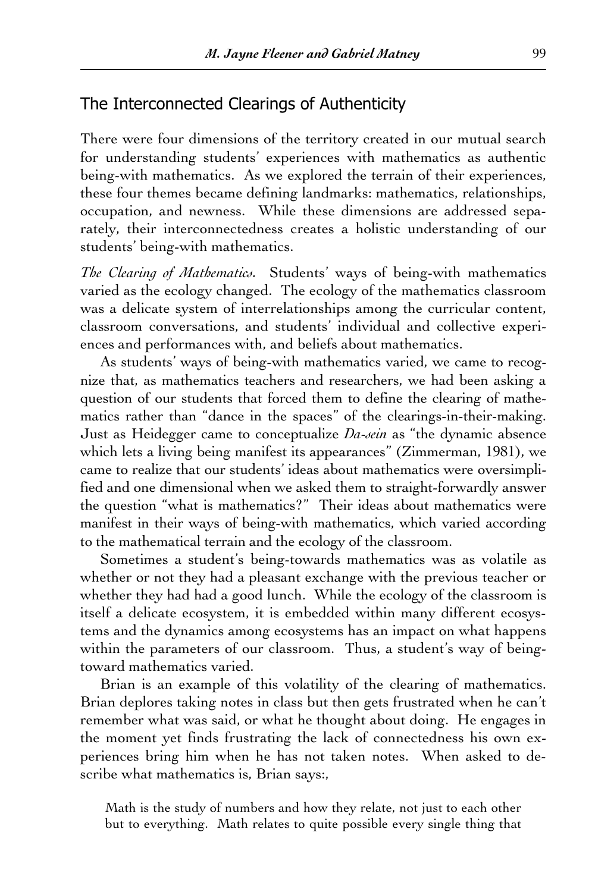## The Interconnected Clearings of Authenticity

There were four dimensions of the territory created in our mutual search for understanding students' experiences with mathematics as authentic being-with mathematics. As we explored the terrain of their experiences, these four themes became defining landmarks: mathematics, relationships, occupation, and newness. While these dimensions are addressed separately, their interconnectedness creates a holistic understanding of our students' being-with mathematics.

*The Clearing of Mathematics.* Students' ways of being-with mathematics varied as the ecology changed. The ecology of the mathematics classroom was a delicate system of interrelationships among the curricular content, classroom conversations, and students' individual and collective experiences and performances with, and beliefs about mathematics.

As students' ways of being-with mathematics varied, we came to recognize that, as mathematics teachers and researchers, we had been asking a question of our students that forced them to define the clearing of mathematics rather than "dance in the spaces" of the clearings-in-their-making. Just as Heidegger came to conceptualize *Da-sein* as "the dynamic absence which lets a living being manifest its appearances" (Zimmerman, 1981), we came to realize that our students' ideas about mathematics were oversimplified and one dimensional when we asked them to straight-forwardly answer the question "what is mathematics?" Their ideas about mathematics were manifest in their ways of being-with mathematics, which varied according to the mathematical terrain and the ecology of the classroom.

Sometimes a student's being-towards mathematics was as volatile as whether or not they had a pleasant exchange with the previous teacher or whether they had had a good lunch. While the ecology of the classroom is itself a delicate ecosystem, it is embedded within many different ecosystems and the dynamics among ecosystems has an impact on what happens within the parameters of our classroom. Thus, a student's way of being-toward mathematics varied.

Brian is an example of this volatility of the clearing of mathematics. Brian deplores taking notes in class but then gets frustrated when he can't remember what was said, or what he thought about doing. He engages in the moment yet finds frustrating the lack of connectedness his own experiences bring him when he has not taken notes. When asked to describe what mathematics is, Brian says:,

> Math is the study of numbers and how they relate, not just to each other but to everything. Math relates to quite possible every single thing that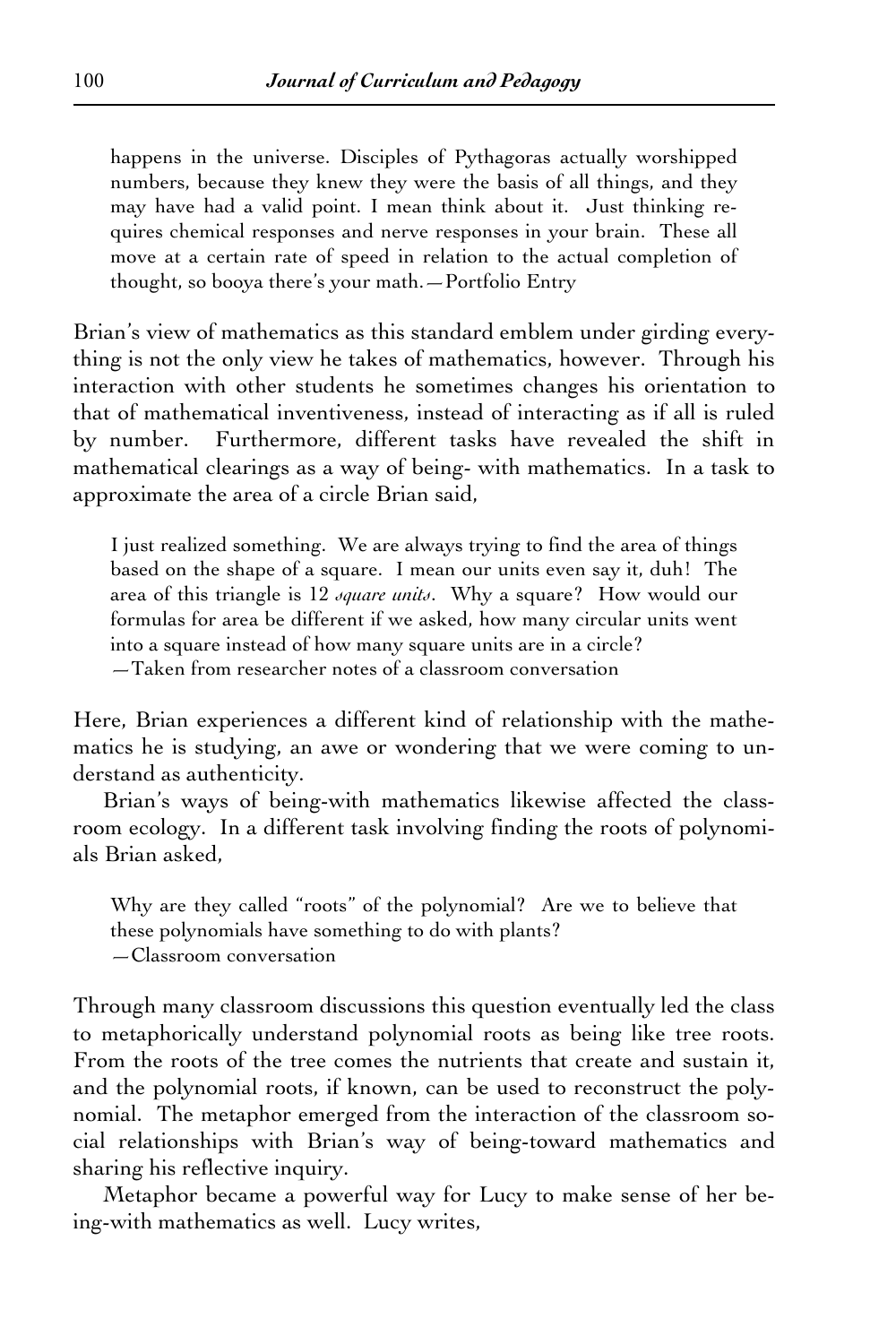> happens in the universe. Disciples of Pythagoras actually worshipped numbers, because they knew they were the basis of all things, and they may have had a valid point. I mean think about it. Just thinking requires chemical responses and nerve responses in your brain. These all move at a certain rate of speed in relation to the actual completion of thought, so booya there's your math.—Portfolio Entry

Brian's view of mathematics as this standard emblem under girding everything is not the only view he takes of mathematics, however. Through his interaction with other students he sometimes changes his orientation to that of mathematical inventiveness, instead of interacting as if all is ruled by number. Furthermore, different tasks have revealed the shift in mathematical clearings as a way of being- with mathematics. In a task to approximate the area of a circle Brian said,

> I just realized something. We are always trying to find the area of things based on the shape of a square. I mean our units even say it, duh! The area of this triangle is 12 *square units*. Why a square? How would our formulas for area be different if we asked, how many circular units went into a square instead of how many square units are in a circle?
> —Taken from researcher notes of a classroom conversation

Here, Brian experiences a different kind of relationship with the mathematics he is studying, an awe or wondering that we were coming to understand as authenticity.

Brian's ways of being-with mathematics likewise affected the classroom ecology. In a different task involving finding the roots of polynomials Brian asked,

> Why are they called "roots" of the polynomial? Are we to believe that these polynomials have something to do with plants?
> —Classroom conversation

Through many classroom discussions this question eventually led the class to metaphorically understand polynomial roots as being like tree roots. From the roots of the tree comes the nutrients that create and sustain it, and the polynomial roots, if known, can be used to reconstruct the polynomial. The metaphor emerged from the interaction of the classroom social relationships with Brian's way of being-toward mathematics and sharing his reflective inquiry.

Metaphor became a powerful way for Lucy to make sense of her being-with mathematics as well. Lucy writes,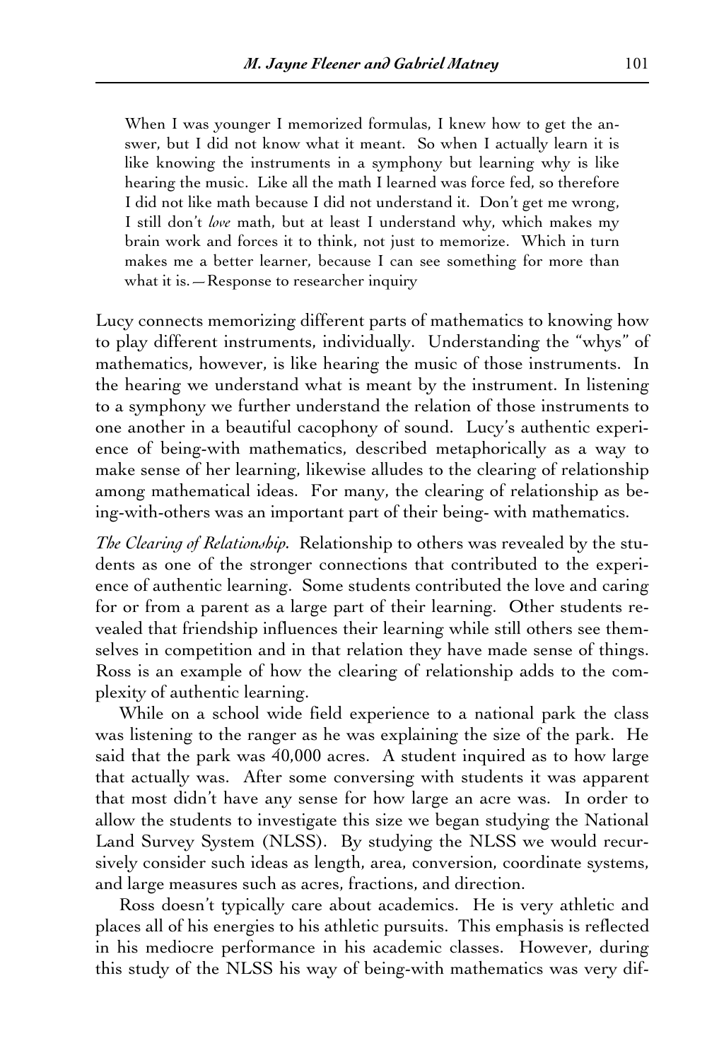> When I was younger I memorized formulas, I knew how to get the answer, but I did not know what it meant. So when I actually learn it is like knowing the instruments in a symphony but learning why is like hearing the music. Like all the math I learned was force fed, so therefore I did not like math because I did not understand it. Don't get me wrong, I still don't *love* math, but at least I understand why, which makes my brain work and forces it to think, not just to memorize. Which in turn makes me a better learner, because I can see something for more than what it is. —Response to researcher inquiry

Lucy connects memorizing different parts of mathematics to knowing how to play different instruments, individually. Understanding the "whys" of mathematics, however, is like hearing the music of those instruments. In the hearing we understand what is meant by the instrument. In listening to a symphony we further understand the relation of those instruments to one another in a beautiful cacophony of sound. Lucy's authentic experience of being-with mathematics, described metaphorically as a way to make sense of her learning, likewise alludes to the clearing of relationship among mathematical ideas. For many, the clearing of relationship as being-with-others was an important part of their being- with mathematics.

*The Clearing of Relationship*. Relationship to others was revealed by the students as one of the stronger connections that contributed to the experience of authentic learning. Some students contributed the love and caring for or from a parent as a large part of their learning. Other students revealed that friendship influences their learning while still others see themselves in competition and in that relation they have made sense of things. Ross is an example of how the clearing of relationship adds to the complexity of authentic learning.

While on a school wide field experience to a national park the class was listening to the ranger as he was explaining the size of the park. He said that the park was 40,000 acres. A student inquired as to how large that actually was. After some conversing with students it was apparent that most didn't have any sense for how large an acre was. In order to allow the students to investigate this size we began studying the National Land Survey System (NLSS). By studying the NLSS we would recursively consider such ideas as length, area, conversion, coordinate systems, and large measures such as acres, fractions, and direction.

Ross doesn't typically care about academics. He is very athletic and places all of his energies to his athletic pursuits. This emphasis is reflected in his mediocre performance in his academic classes. However, during this study of the NLSS his way of being-with mathematics was very dif-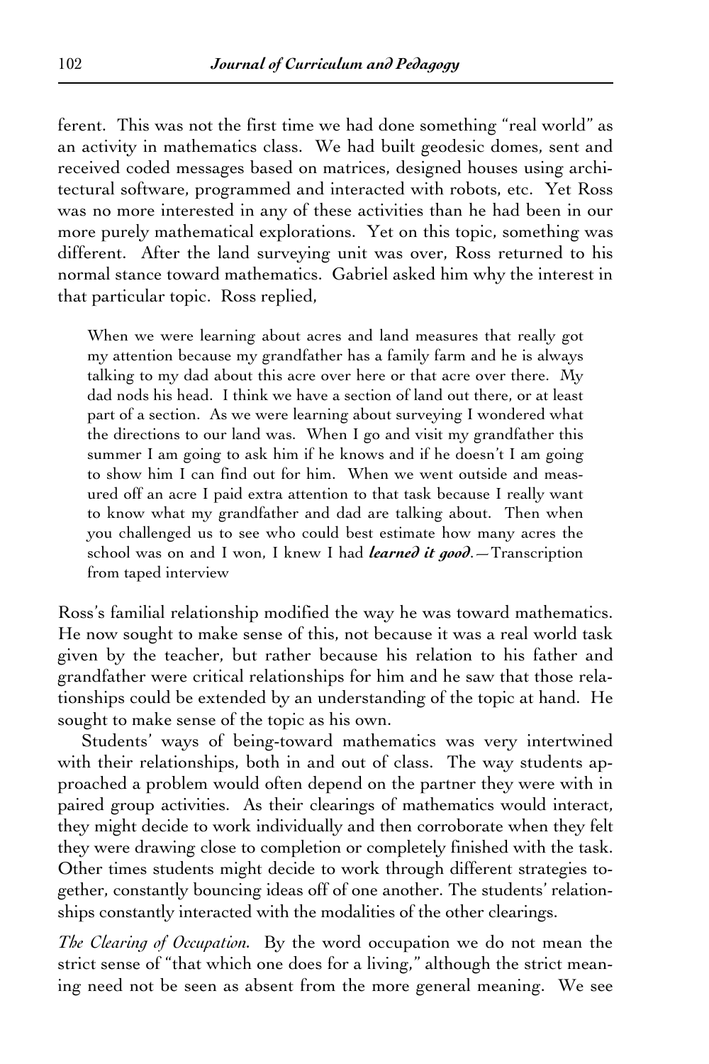ferent. This was not the first time we had done something "real world" as an activity in mathematics class. We had built geodesic domes, sent and received coded messages based on matrices, designed houses using architectural software, programmed and interacted with robots, etc. Yet Ross was no more interested in any of these activities than he had been in our more purely mathematical explorations. Yet on this topic, something was different. After the land surveying unit was over, Ross returned to his normal stance toward mathematics. Gabriel asked him why the interest in that particular topic. Ross replied,

> When we were learning about acres and land measures that really got my attention because my grandfather has a family farm and he is always talking to my dad about this acre over here or that acre over there. My dad nods his head. I think we have a section of land out there, or at least part of a section. As we were learning about surveying I wondered what the directions to our land was. When I go and visit my grandfather this summer I am going to ask him if he knows and if he doesn't I am going to show him I can find out for him. When we went outside and measured off an acre I paid extra attention to that task because I really want to know what my grandfather and dad are talking about. Then when you challenged us to see who could best estimate how many acres the school was on and I won, I knew I had ***learned it good***.—Transcription from taped interview

Ross's familial relationship modified the way he was toward mathematics. He now sought to make sense of this, not because it was a real world task given by the teacher, but rather because his relation to his father and grandfather were critical relationships for him and he saw that those relationships could be extended by an understanding of the topic at hand. He sought to make sense of the topic as his own.

Students' ways of being-toward mathematics was very intertwined with their relationships, both in and out of class. The way students approached a problem would often depend on the partner they were with in paired group activities. As their clearings of mathematics would interact, they might decide to work individually and then corroborate when they felt they were drawing close to completion or completely finished with the task. Other times students might decide to work through different strategies together, constantly bouncing ideas off of one another. The students' relationships constantly interacted with the modalities of the other clearings.

*The Clearing of Occupation.* By the word occupation we do not mean the strict sense of "that which one does for a living," although the strict meaning need not be seen as absent from the more general meaning. We see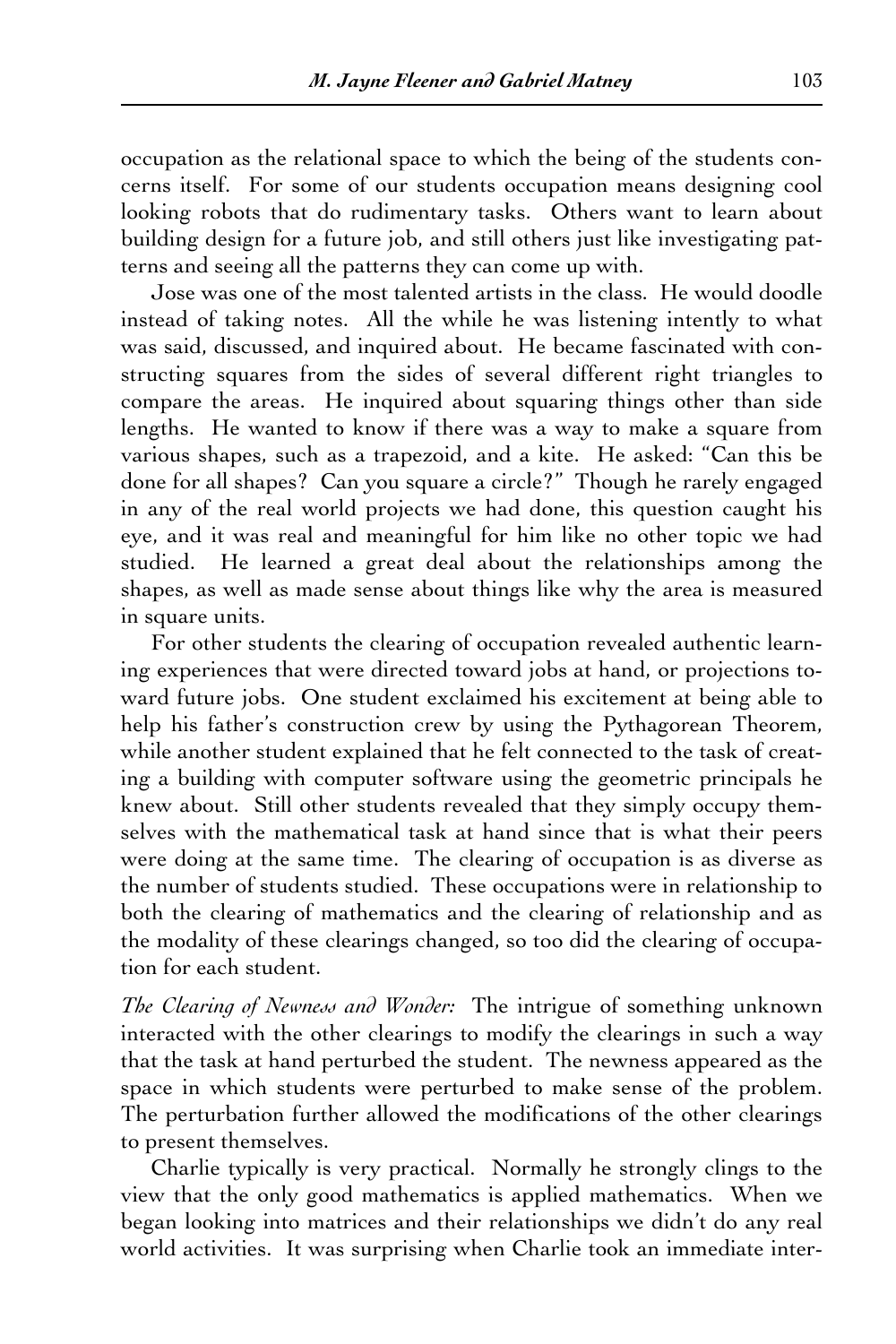occupation as the relational space to which the being of the students concerns itself. For some of our students occupation means designing cool looking robots that do rudimentary tasks. Others want to learn about building design for a future job, and still others just like investigating patterns and seeing all the patterns they can come up with.

Jose was one of the most talented artists in the class. He would doodle instead of taking notes. All the while he was listening intently to what was said, discussed, and inquired about. He became fascinated with constructing squares from the sides of several different right triangles to compare the areas. He inquired about squaring things other than side lengths. He wanted to know if there was a way to make a square from various shapes, such as a trapezoid, and a kite. He asked: "Can this be done for all shapes? Can you square a circle?" Though he rarely engaged in any of the real world projects we had done, this question caught his eye, and it was real and meaningful for him like no other topic we had studied. He learned a great deal about the relationships among the shapes, as well as made sense about things like why the area is measured in square units.

For other students the clearing of occupation revealed authentic learning experiences that were directed toward jobs at hand, or projections toward future jobs. One student exclaimed his excitement at being able to help his father's construction crew by using the Pythagorean Theorem, while another student explained that he felt connected to the task of creating a building with computer software using the geometric principals he knew about. Still other students revealed that they simply occupy themselves with the mathematical task at hand since that is what their peers were doing at the same time. The clearing of occupation is as diverse as the number of students studied. These occupations were in relationship to both the clearing of mathematics and the clearing of relationship and as the modality of these clearings changed, so too did the clearing of occupation for each student.

*The Clearing of Newness and Wonder:* The intrigue of something unknown interacted with the other clearings to modify the clearings in such a way that the task at hand perturbed the student. The newness appeared as the space in which students were perturbed to make sense of the problem. The perturbation further allowed the modifications of the other clearings to present themselves.

Charlie typically is very practical. Normally he strongly clings to the view that the only good mathematics is applied mathematics. When we began looking into matrices and their relationships we didn't do any real world activities. It was surprising when Charlie took an immediate inter-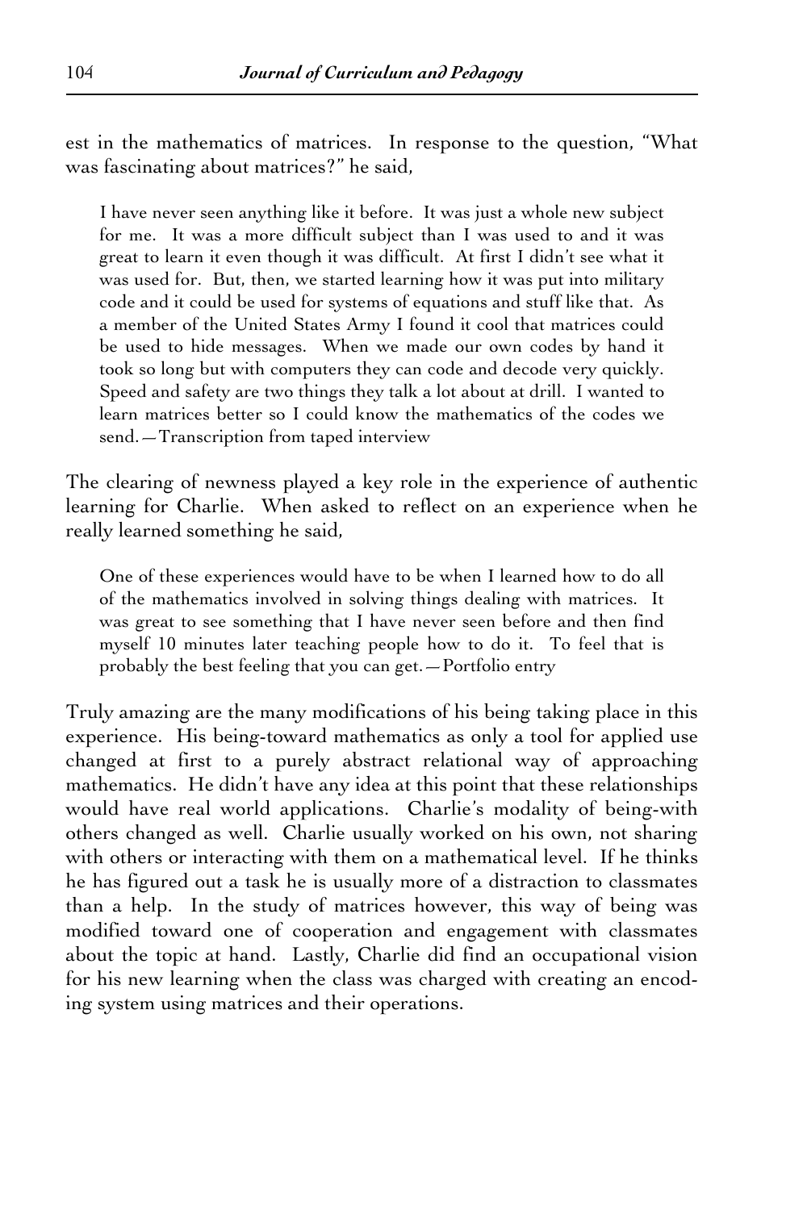est in the mathematics of matrices. In response to the question, "What was fascinating about matrices?" he said,

> I have never seen anything like it before. It was just a whole new subject for me. It was a more difficult subject than I was used to and it was great to learn it even though it was difficult. At first I didn't see what it was used for. But, then, we started learning how it was put into military code and it could be used for systems of equations and stuff like that. As a member of the United States Army I found it cool that matrices could be used to hide messages. When we made our own codes by hand it took so long but with computers they can code and decode very quickly. Speed and safety are two things they talk a lot about at drill. I wanted to learn matrices better so I could know the mathematics of the codes we send.—Transcription from taped interview

The clearing of newness played a key role in the experience of authentic learning for Charlie. When asked to reflect on an experience when he really learned something he said,

> One of these experiences would have to be when I learned how to do all of the mathematics involved in solving things dealing with matrices. It was great to see something that I have never seen before and then find myself 10 minutes later teaching people how to do it. To feel that is probably the best feeling that you can get.—Portfolio entry

Truly amazing are the many modifications of his being taking place in this experience. His being-toward mathematics as only a tool for applied use changed at first to a purely abstract relational way of approaching mathematics. He didn't have any idea at this point that these relationships would have real world applications. Charlie's modality of being-with others changed as well. Charlie usually worked on his own, not sharing with others or interacting with them on a mathematical level. If he thinks he has figured out a task he is usually more of a distraction to classmates than a help. In the study of matrices however, this way of being was modified toward one of cooperation and engagement with classmates about the topic at hand. Lastly, Charlie did find an occupational vision for his new learning when the class was charged with creating an encoding system using matrices and their operations.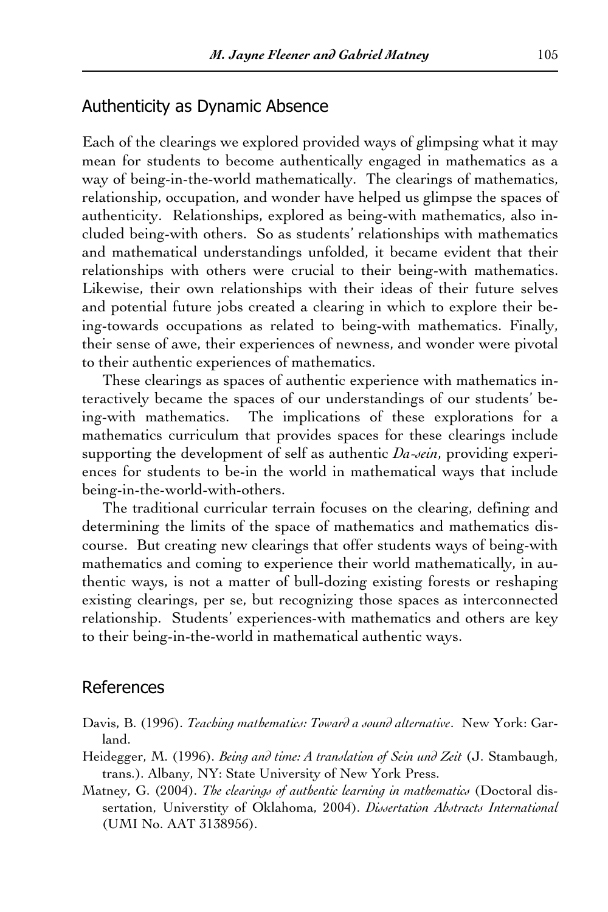## Authenticity as Dynamic Absence

Each of the clearings we explored provided ways of glimpsing what it may mean for students to become authentically engaged in mathematics as a way of being-in-the-world mathematically. The clearings of mathematics, relationship, occupation, and wonder have helped us glimpse the spaces of authenticity. Relationships, explored as being-with mathematics, also included being-with others. So as students' relationships with mathematics and mathematical understandings unfolded, it became evident that their relationships with others were crucial to their being-with mathematics. Likewise, their own relationships with their ideas of their future selves and potential future jobs created a clearing in which to explore their being-towards occupations as related to being-with mathematics. Finally, their sense of awe, their experiences of newness, and wonder were pivotal to their authentic experiences of mathematics.

These clearings as spaces of authentic experience with mathematics interactively became the spaces of our understandings of our students' being-with mathematics. The implications of these explorations for a mathematics curriculum that provides spaces for these clearings include supporting the development of self as authentic *Da-sein*, providing experiences for students to be-in the world in mathematical ways that include being-in-the-world-with-others.

The traditional curricular terrain focuses on the clearing, defining and determining the limits of the space of mathematics and mathematics discourse. But creating new clearings that offer students ways of being-with mathematics and coming to experience their world mathematically, in authentic ways, is not a matter of bull-dozing existing forests or reshaping existing clearings, per se, but recognizing those spaces as interconnected relationship. Students' experiences-with mathematics and others are key to their being-in-the-world in mathematical authentic ways.

## References

Davis, B. (1996). *Teaching mathematics: Toward a sound alternative*. New York: Garland.

Heidegger, M. (1996). *Being and time: A translation of Sein und Zeit* (J. Stambaugh, trans.). Albany, NY: State University of New York Press.

Matney, G. (2004). *The clearings of authentic learning in mathematics* (Doctoral dissertation, Universtity of Oklahoma, 2004). *Dissertation Abstracts International* (UMI No. AAT 3138956).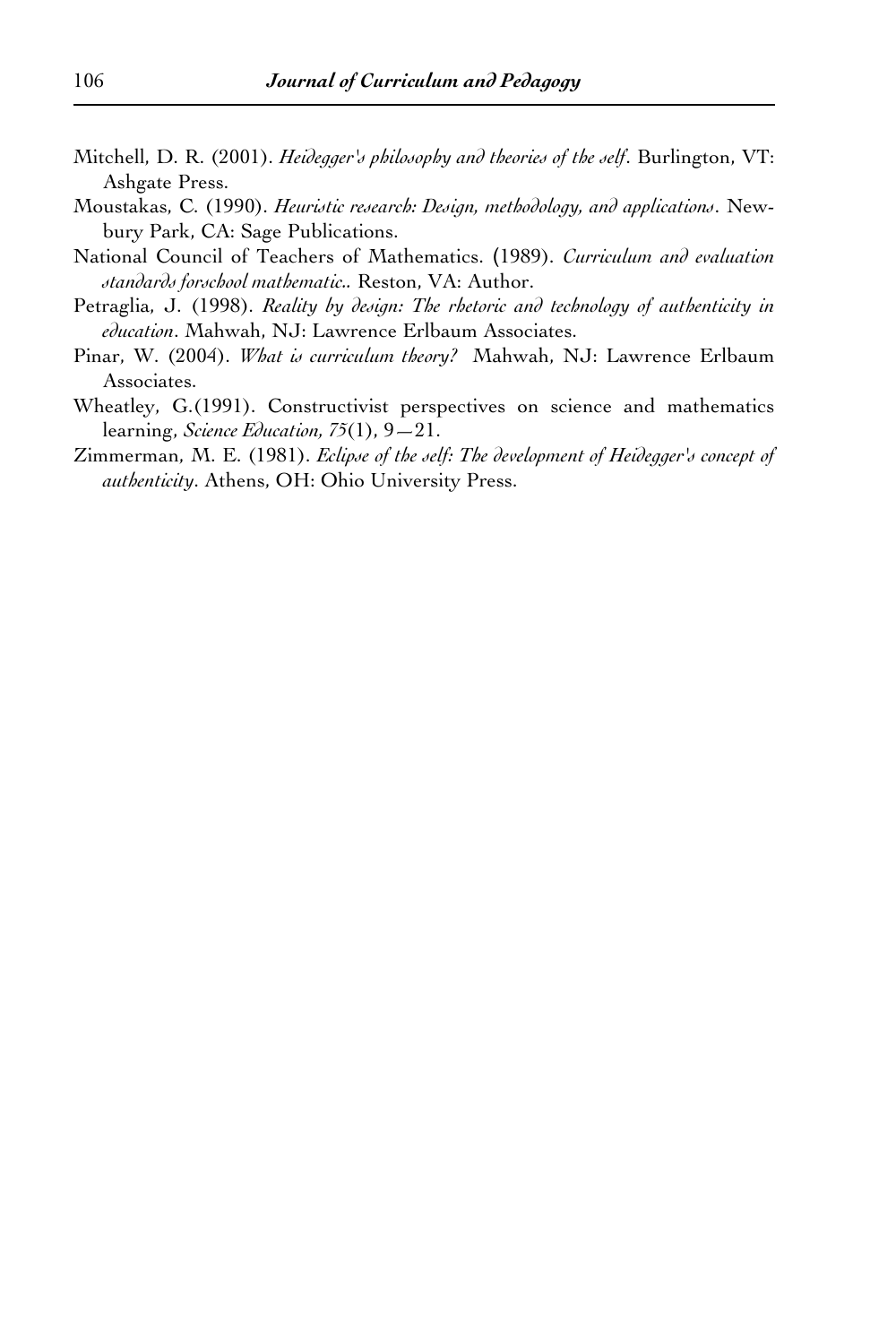Mitchell, D. R. (2001). *Heidegger's philosophy and theories of the self*. Burlington, VT: Ashgate Press.

Moustakas, C. (1990). *Heuristic research: Design, methodology, and applications*. Newbury Park, CA: Sage Publications.

National Council of Teachers of Mathematics. (1989). *Curriculum and evaluation standards forschool mathematic.*. Reston, VA: Author.

Petraglia, J. (1998). *Reality by design: The rhetoric and technology of authenticity in education*. Mahwah, NJ: Lawrence Erlbaum Associates.

Pinar, W. (2004). *What is curriculum theory?* Mahwah, NJ: Lawrence Erlbaum Associates.

Wheatley, G.(1991). Constructivist perspectives on science and mathematics learning, *Science Education, 75*(1), 9—21.

Zimmerman, M. E. (1981). *Eclipse of the self: The development of Heidegger's concept of authenticity*. Athens, OH: Ohio University Press.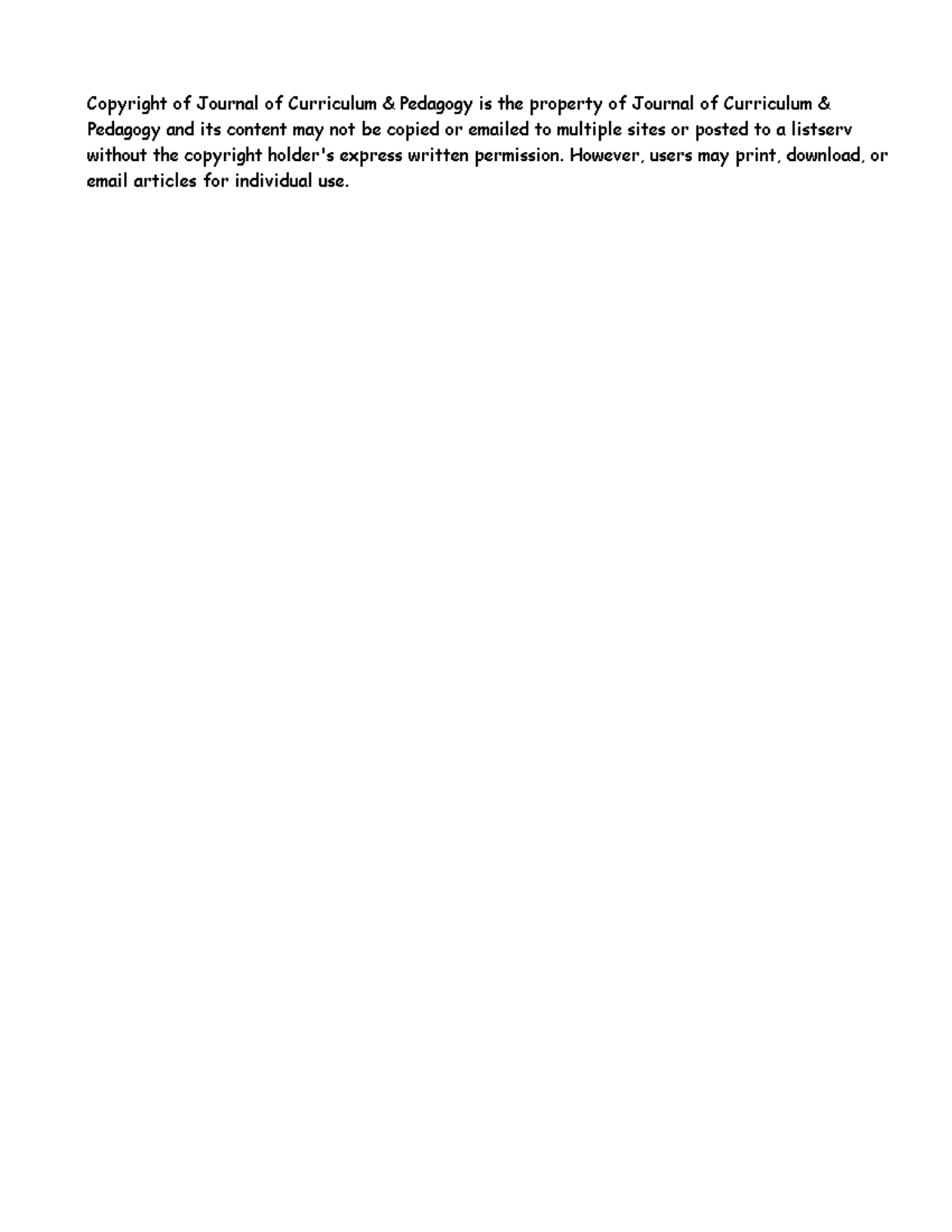Copyright of Journal of Curriculum & Pedagogy is the property of Journal of Curriculum & Pedagogy and its content may not be copied or emailed to multiple sites or posted to a listserv without the copyright holder's express written permission. However, users may print, download, or email articles for individual use.